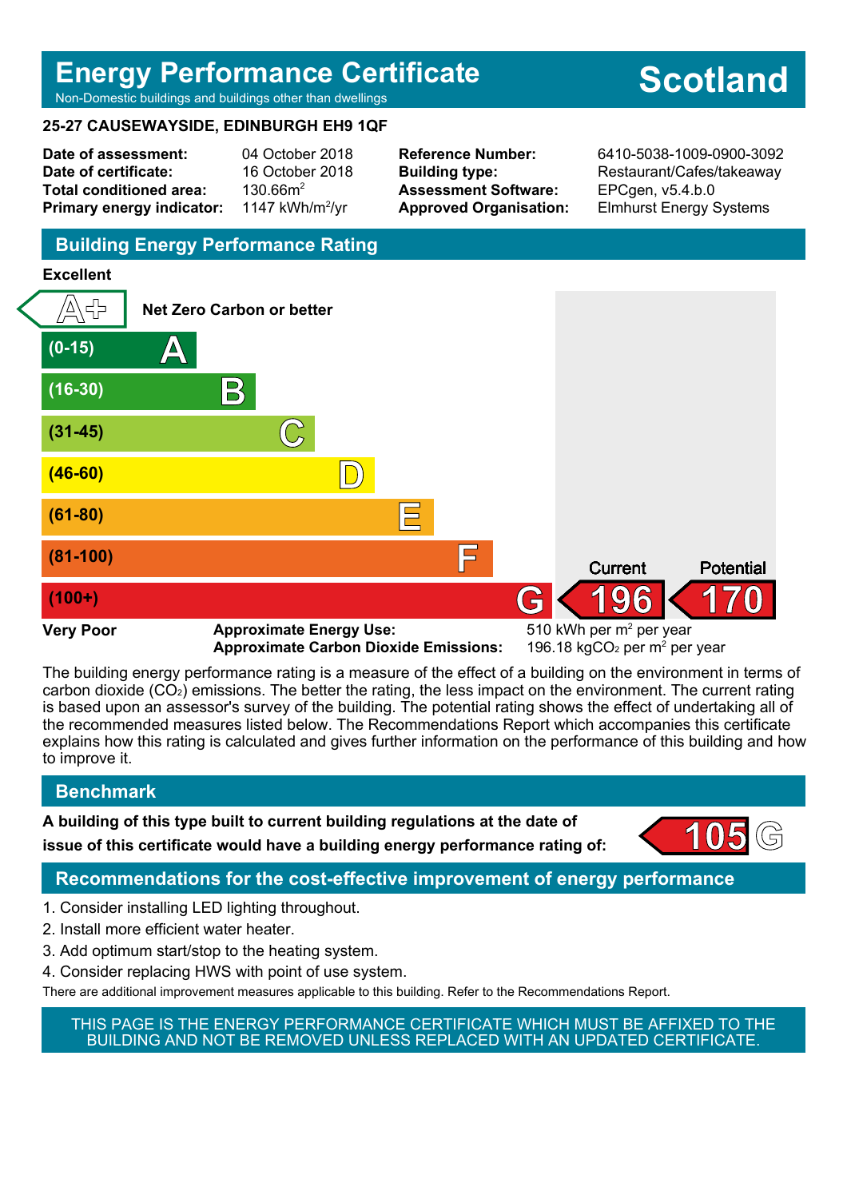# Energy Performance Certificate

Non-Domestic buildings and buildings other than dwellings

**Scotland**

**25-27 CAUSEWAYSIDE, EDINBURGH EH9 1QF**

| | | | |
|---|---|---|---|
| **Date of assessment:** | 04 October 2018 | **Reference Number:** | 6410-5038-1009-0900-3092 |
| **Date of certificate:** | 16 October 2018 | **Building type:** | Restaurant/Cafes/takeaway |
| **Total conditioned area:** | 130.66m$^2$ | **Assessment Software:** | EPCgen, v5.4.b.0 |
| **Primary energy indicator:** | 1147 kWh/m$^2$/yr | **Approved Organisation:** | Elmhurst Energy Systems |

## Building Energy Performance Rating

**Excellent**

| Rating | Band | Current | Potential |
|---|---|---|---|
| A+ | Net Zero Carbon or better | | |
| A | (0-15) | | |
| B | (16-30) | | |
| C | (31-45) | | |
| D | (46-60) | | |
| E | (61-80) | | |
| F | (81-100) | | |
| G | (100+) | 196 | 170 |

**Very Poor**

**Approximate Energy Use:** 510 kWh per m$^2$ per year

**Approximate Carbon Dioxide Emissions:** 196.18 kg$CO_2$ per m$^2$ per year

The building energy performance rating is a measure of the effect of a building on the environment in terms of carbon dioxide ($CO_2$) emissions. The better the rating, the less impact on the environment. The current rating is based upon an assessor's survey of the building. The potential rating shows the effect of undertaking all of the recommended measures listed below. The Recommendations Report which accompanies this certificate explains how this rating is calculated and gives further information on the performance of this building and how to improve it.

## Benchmark

**A building of this type built to current building regulations at the date of issue of this certificate would have a building energy performance rating of:** 105 G

## Recommendations for the cost-effective improvement of energy performance

1. Consider installing LED lighting throughout.
2. Install more efficient water heater.
3. Add optimum start/stop to the heating system.
4. Consider replacing HWS with point of use system.

There are additional improvement measures applicable to this building. Refer to the Recommendations Report.

THIS PAGE IS THE ENERGY PERFORMANCE CERTIFICATE WHICH MUST BE AFFIXED TO THE BUILDING AND NOT BE REMOVED UNLESS REPLACED WITH AN UPDATED CERTIFICATE.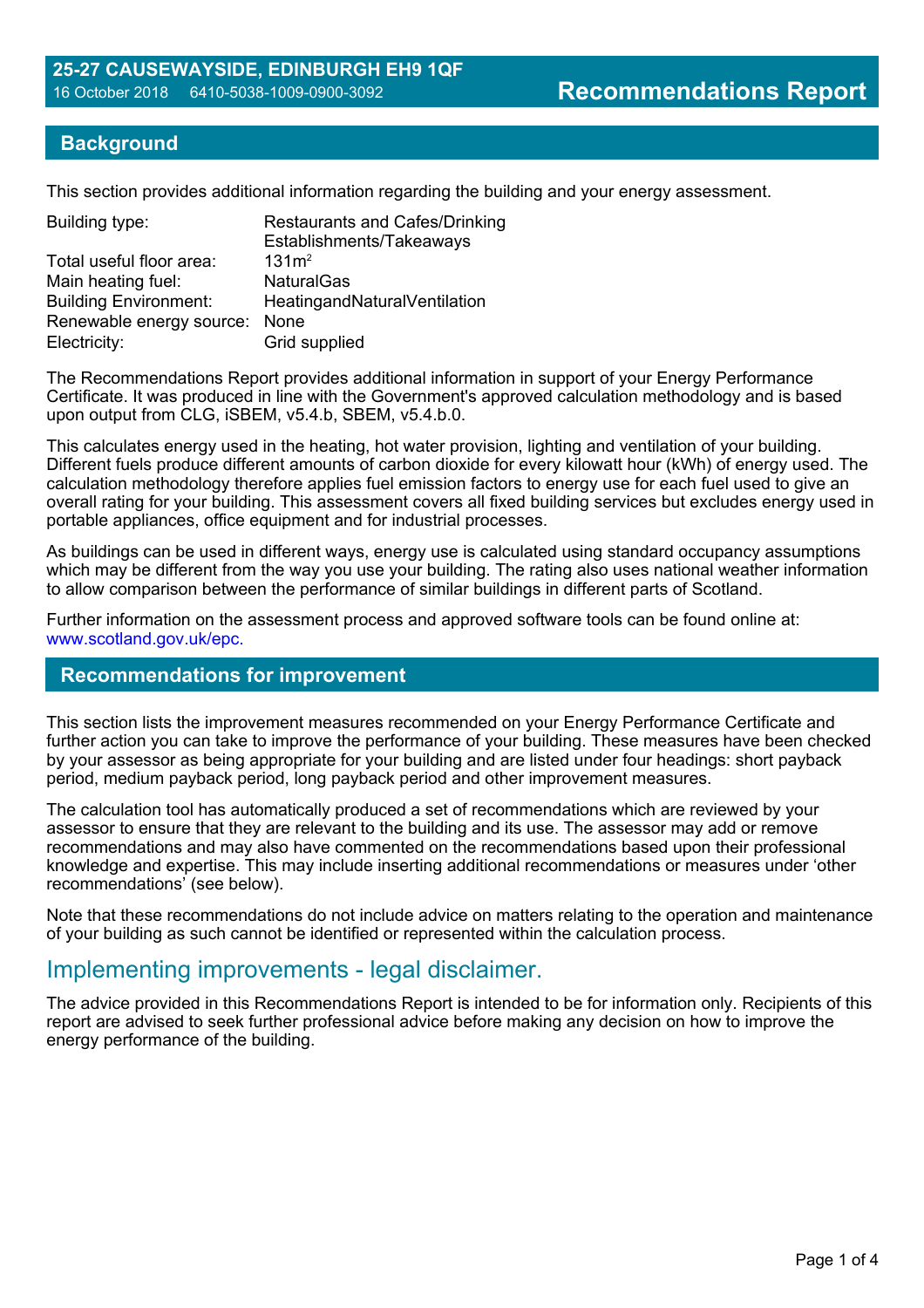**25-27 CAUSEWAYSIDE, EDINBURGH EH9 1QF**
16 October 2018 6410-5038-1009-0900-3092

# Recommendations Report

## Background

This section provides additional information regarding the building and your energy assessment.

| | |
|---|---|
| Building type: | Restaurants and Cafes/Drinking Establishments/Takeaways |
| Total useful floor area: | $131m^2$ |
| Main heating fuel: | NaturalGas |
| Building Environment: | HeatingandNaturalVentilation |
| Renewable energy source: | None |
| Electricity: | Grid supplied |

The Recommendations Report provides additional information in support of your Energy Performance Certificate. It was produced in line with the Government's approved calculation methodology and is based upon output from CLG, iSBEM, v5.4.b, SBEM, v5.4.b.0.

This calculates energy used in the heating, hot water provision, lighting and ventilation of your building. Different fuels produce different amounts of carbon dioxide for every kilowatt hour (kWh) of energy used. The calculation methodology therefore applies fuel emission factors to energy use for each fuel used to give an overall rating for your building. This assessment covers all fixed building services but excludes energy used in portable appliances, office equipment and for industrial processes.

As buildings can be used in different ways, energy use is calculated using standard occupancy assumptions which may be different from the way you use your building. The rating also uses national weather information to allow comparison between the performance of similar buildings in different parts of Scotland.

Further information on the assessment process and approved software tools can be found online at: www.scotland.gov.uk/epc.

## Recommendations for improvement

This section lists the improvement measures recommended on your Energy Performance Certificate and further action you can take to improve the performance of your building. These measures have been checked by your assessor as being appropriate for your building and are listed under four headings: short payback period, medium payback period, long payback period and other improvement measures.

The calculation tool has automatically produced a set of recommendations which are reviewed by your assessor to ensure that they are relevant to the building and its use. The assessor may add or remove recommendations and may also have commented on the recommendations based upon their professional knowledge and expertise. This may include inserting additional recommendations or measures under 'other recommendations' (see below).

Note that these recommendations do not include advice on matters relating to the operation and maintenance of your building as such cannot be identified or represented within the calculation process.

## Implementing improvements - legal disclaimer.

The advice provided in this Recommendations Report is intended to be for information only. Recipients of this report are advised to seek further professional advice before making any decision on how to improve the energy performance of the building.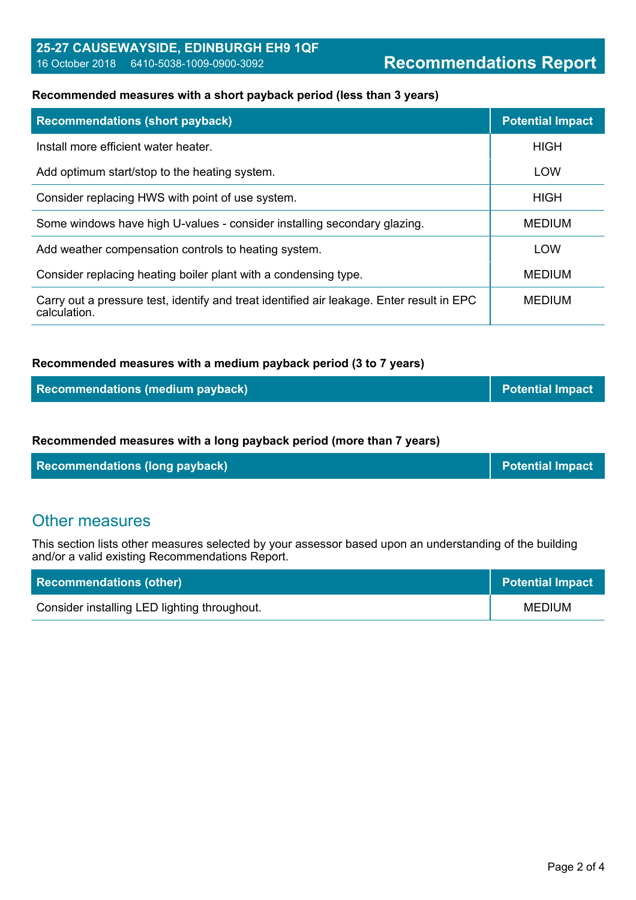**Recommended measures with a short payback period (less than 3 years)**

| Recommendations (short payback) | Potential Impact |
|---|---|
| Install more efficient water heater. | HIGH |
| Add optimum start/stop to the heating system. | LOW |
| Consider replacing HWS with point of use system. | HIGH |
| Some windows have high U-values - consider installing secondary glazing. | MEDIUM |
| Add weather compensation controls to heating system. | LOW |
| Consider replacing heating boiler plant with a condensing type. | MEDIUM |
| Carry out a pressure test, identify and treat identified air leakage. Enter result in EPC calculation. | MEDIUM |

**Recommended measures with a medium payback period (3 to 7 years)**

| Recommendations (medium payback) | Potential Impact |
|---|---|

**Recommended measures with a long payback period (more than 7 years)**

| Recommendations (long payback) | Potential Impact |
|---|---|

## Other measures

This section lists other measures selected by your assessor based upon an understanding of the building and/or a valid existing Recommendations Report.

| Recommendations (other) | Potential Impact |
|---|---|
| Consider installing LED lighting throughout. | MEDIUM |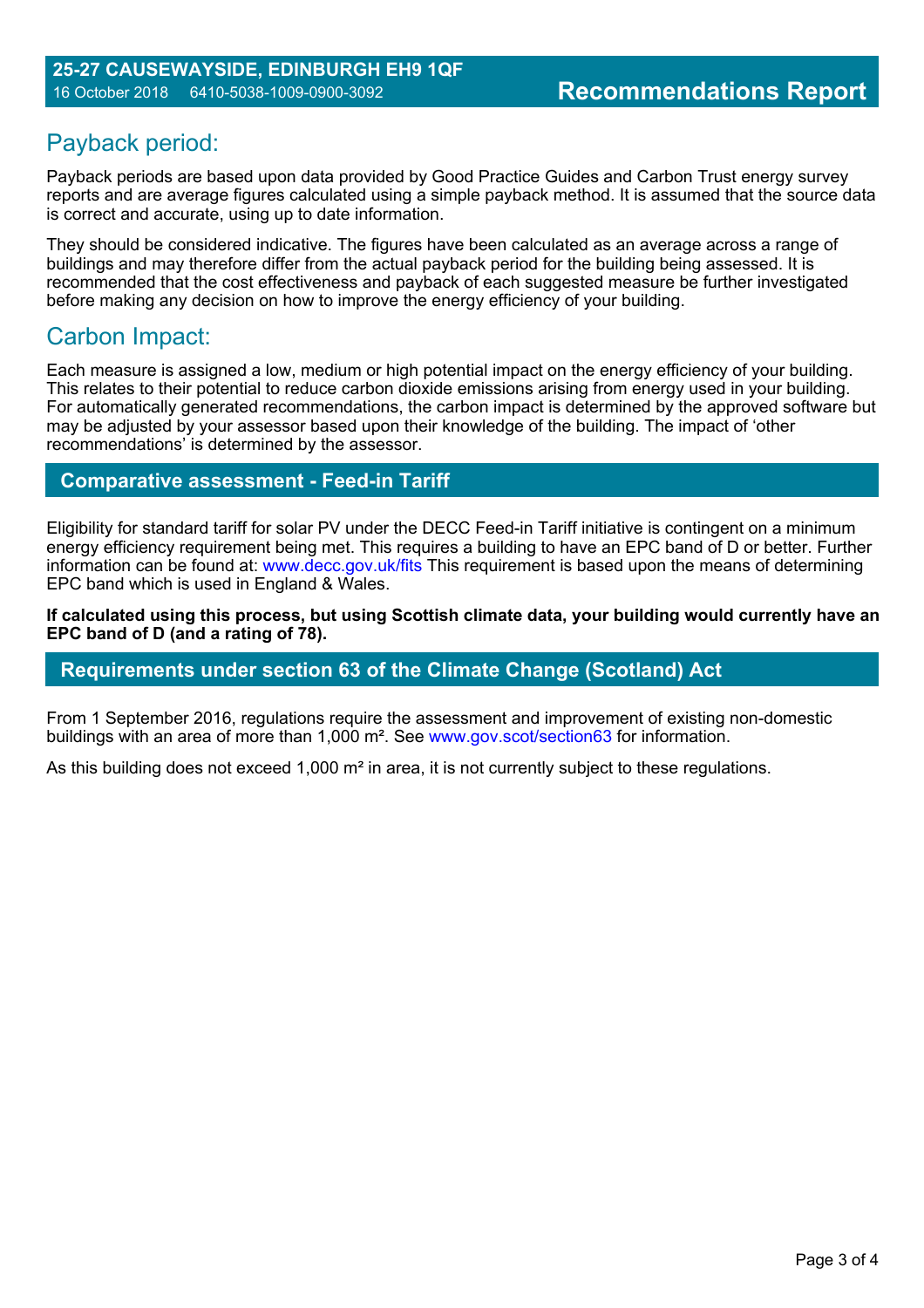## Payback period:

Payback periods are based upon data provided by Good Practice Guides and Carbon Trust energy survey reports and are average figures calculated using a simple payback method. It is assumed that the source data is correct and accurate, using up to date information.

They should be considered indicative. The figures have been calculated as an average across a range of buildings and may therefore differ from the actual payback period for the building being assessed. It is recommended that the cost effectiveness and payback of each suggested measure be further investigated before making any decision on how to improve the energy efficiency of your building.

## Carbon Impact:

Each measure is assigned a low, medium or high potential impact on the energy efficiency of your building. This relates to their potential to reduce carbon dioxide emissions arising from energy used in your building. For automatically generated recommendations, the carbon impact is determined by the approved software but may be adjusted by your assessor based upon their knowledge of the building. The impact of 'other recommendations' is determined by the assessor.

## Comparative assessment - Feed-in Tariff

Eligibility for standard tariff for solar PV under the DECC Feed-in Tariff initiative is contingent on a minimum energy efficiency requirement being met. This requires a building to have an EPC band of D or better. Further information can be found at: www.decc.gov.uk/fits This requirement is based upon the means of determining EPC band which is used in England & Wales.

**If calculated using this process, but using Scottish climate data, your building would currently have an EPC band of D (and a rating of 78).**

## Requirements under section 63 of the Climate Change (Scotland) Act

From 1 September 2016, regulations require the assessment and improvement of existing non-domestic buildings with an area of more than 1,000 m². See www.gov.scot/section63 for information.

As this building does not exceed 1,000 m² in area, it is not currently subject to these regulations.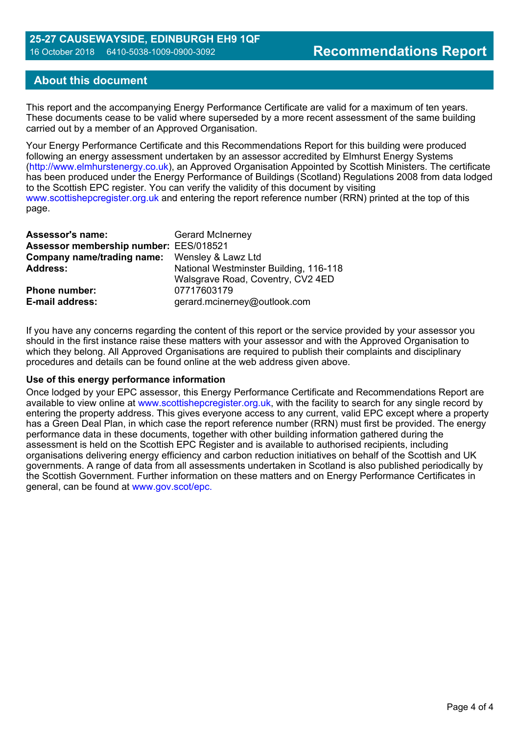## About this document

This report and the accompanying Energy Performance Certificate are valid for a maximum of ten years. These documents cease to be valid where superseded by a more recent assessment of the same building carried out by a member of an Approved Organisation.

Your Energy Performance Certificate and this Recommendations Report for this building were produced following an energy assessment undertaken by an assessor accredited by Elmhurst Energy Systems (http://www.elmhurstenergy.co.uk), an Approved Organisation Appointed by Scottish Ministers. The certificate has been produced under the Energy Performance of Buildings (Scotland) Regulations 2008 from data lodged to the Scottish EPC register. You can verify the validity of this document by visiting www.scottishepcregister.org.uk and entering the report reference number (RRN) printed at the top of this page.

| | |
|---|---|
| **Assessor's name:** | Gerard McInerney |
| **Assessor membership number:** | EES/018521 |
| **Company name/trading name:** | Wensley & Lawz Ltd |
| **Address:** | National Westminster Building, 116-118 Walsgrave Road, Coventry, CV2 4ED |
| **Phone number:** | 07717603179 |
| **E-mail address:** | gerard.mcinerney@outlook.com |

If you have any concerns regarding the content of this report or the service provided by your assessor you should in the first instance raise these matters with your assessor and with the Approved Organisation to which they belong. All Approved Organisations are required to publish their complaints and disciplinary procedures and details can be found online at the web address given above.

**Use of this energy performance information**

Once lodged by your EPC assessor, this Energy Performance Certificate and Recommendations Report are available to view online at www.scottishepcregister.org.uk, with the facility to search for any single record by entering the property address. This gives everyone access to any current, valid EPC except where a property has a Green Deal Plan, in which case the report reference number (RRN) must first be provided. The energy performance data in these documents, together with other building information gathered during the assessment is held on the Scottish EPC Register and is available to authorised recipients, including organisations delivering energy efficiency and carbon reduction initiatives on behalf of the Scottish and UK governments. A range of data from all assessments undertaken in Scotland is also published periodically by the Scottish Government. Further information on these matters and on Energy Performance Certificates in general, can be found at www.gov.scot/epc.